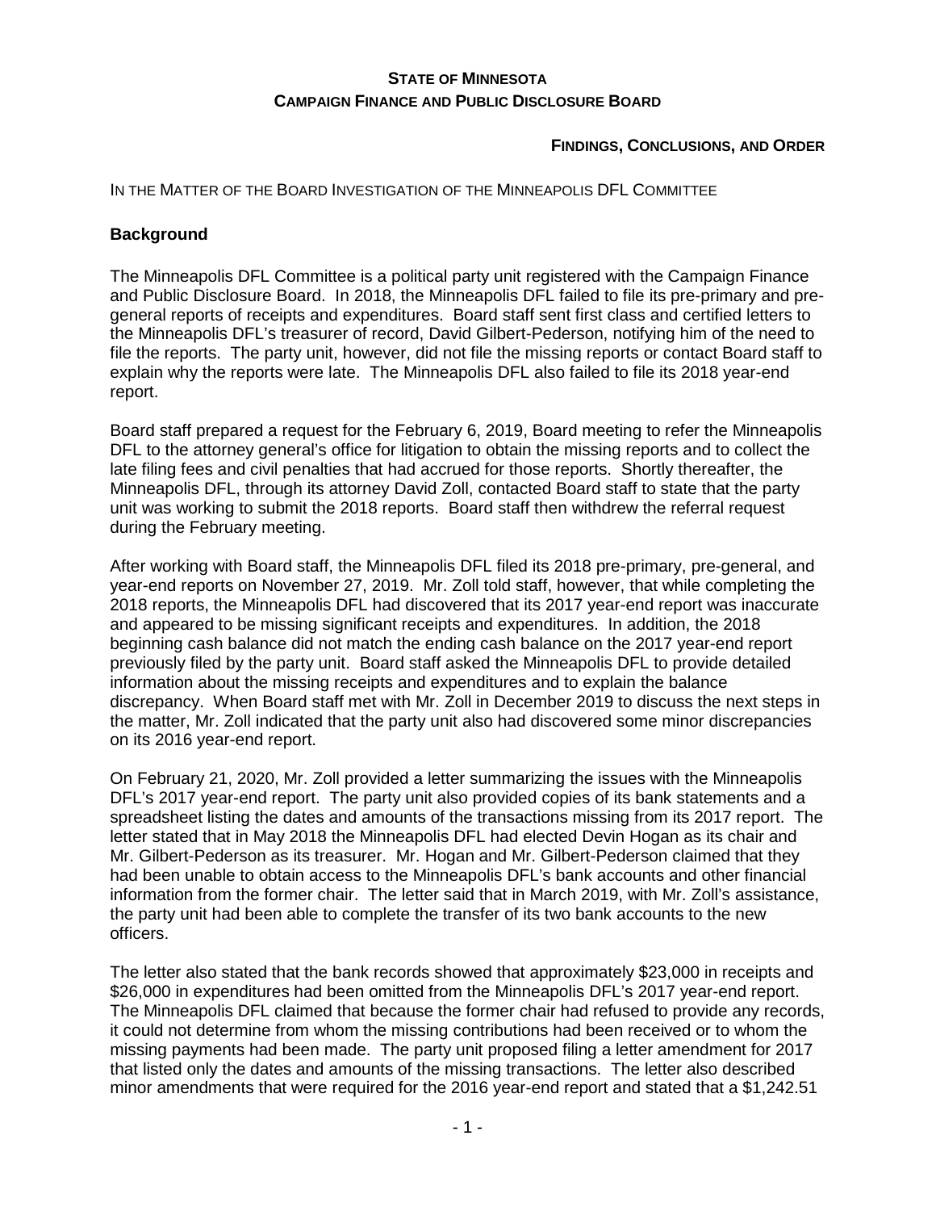**STATE OF MINNESOTA**
**CAMPAIGN FINANCE AND PUBLIC DISCLOSURE BOARD**

**FINDINGS, CONCLUSIONS, AND ORDER**

IN THE MATTER OF THE BOARD INVESTIGATION OF THE MINNEAPOLIS DFL COMMITTEE

## Background

The Minneapolis DFL Committee is a political party unit registered with the Campaign Finance and Public Disclosure Board. In 2018, the Minneapolis DFL failed to file its pre-primary and pre-general reports of receipts and expenditures. Board staff sent first class and certified letters to the Minneapolis DFL's treasurer of record, David Gilbert-Pederson, notifying him of the need to file the reports. The party unit, however, did not file the missing reports or contact Board staff to explain why the reports were late. The Minneapolis DFL also failed to file its 2018 year-end report.

Board staff prepared a request for the February 6, 2019, Board meeting to refer the Minneapolis DFL to the attorney general's office for litigation to obtain the missing reports and to collect the late filing fees and civil penalties that had accrued for those reports. Shortly thereafter, the Minneapolis DFL, through its attorney David Zoll, contacted Board staff to state that the party unit was working to submit the 2018 reports. Board staff then withdrew the referral request during the February meeting.

After working with Board staff, the Minneapolis DFL filed its 2018 pre-primary, pre-general, and year-end reports on November 27, 2019. Mr. Zoll told staff, however, that while completing the 2018 reports, the Minneapolis DFL had discovered that its 2017 year-end report was inaccurate and appeared to be missing significant receipts and expenditures. In addition, the 2018 beginning cash balance did not match the ending cash balance on the 2017 year-end report previously filed by the party unit. Board staff asked the Minneapolis DFL to provide detailed information about the missing receipts and expenditures and to explain the balance discrepancy. When Board staff met with Mr. Zoll in December 2019 to discuss the next steps in the matter, Mr. Zoll indicated that the party unit also had discovered some minor discrepancies on its 2016 year-end report.

On February 21, 2020, Mr. Zoll provided a letter summarizing the issues with the Minneapolis DFL's 2017 year-end report. The party unit also provided copies of its bank statements and a spreadsheet listing the dates and amounts of the transactions missing from its 2017 report. The letter stated that in May 2018 the Minneapolis DFL had elected Devin Hogan as its chair and Mr. Gilbert-Pederson as its treasurer. Mr. Hogan and Mr. Gilbert-Pederson claimed that they had been unable to obtain access to the Minneapolis DFL's bank accounts and other financial information from the former chair. The letter said that in March 2019, with Mr. Zoll's assistance, the party unit had been able to complete the transfer of its two bank accounts to the new officers.

The letter also stated that the bank records showed that approximately $23,000 in receipts and $26,000 in expenditures had been omitted from the Minneapolis DFL's 2017 year-end report. The Minneapolis DFL claimed that because the former chair had refused to provide any records, it could not determine from whom the missing contributions had been received or to whom the missing payments had been made. The party unit proposed filing a letter amendment for 2017 that listed only the dates and amounts of the missing transactions. The letter also described minor amendments that were required for the 2016 year-end report and stated that a $1,242.51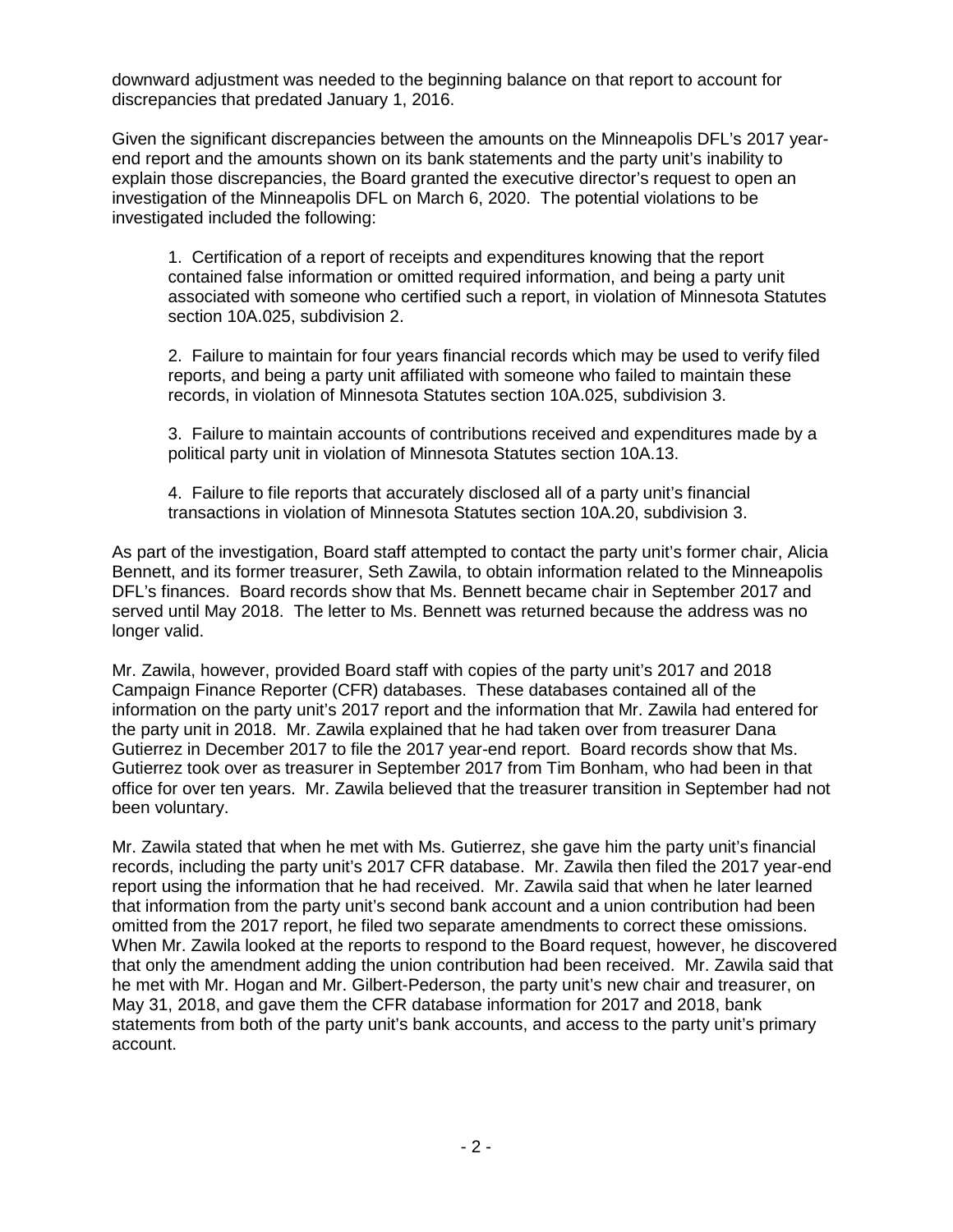downward adjustment was needed to the beginning balance on that report to account for discrepancies that predated January 1, 2016.

Given the significant discrepancies between the amounts on the Minneapolis DFL's 2017 year-end report and the amounts shown on its bank statements and the party unit's inability to explain those discrepancies, the Board granted the executive director's request to open an investigation of the Minneapolis DFL on March 6, 2020. The potential violations to be investigated included the following:

1. Certification of a report of receipts and expenditures knowing that the report contained false information or omitted required information, and being a party unit associated with someone who certified such a report, in violation of Minnesota Statutes section 10A.025, subdivision 2.

2. Failure to maintain for four years financial records which may be used to verify filed reports, and being a party unit affiliated with someone who failed to maintain these records, in violation of Minnesota Statutes section 10A.025, subdivision 3.

3. Failure to maintain accounts of contributions received and expenditures made by a political party unit in violation of Minnesota Statutes section 10A.13.

4. Failure to file reports that accurately disclosed all of a party unit's financial transactions in violation of Minnesota Statutes section 10A.20, subdivision 3.

As part of the investigation, Board staff attempted to contact the party unit's former chair, Alicia Bennett, and its former treasurer, Seth Zawila, to obtain information related to the Minneapolis DFL's finances. Board records show that Ms. Bennett became chair in September 2017 and served until May 2018. The letter to Ms. Bennett was returned because the address was no longer valid.

Mr. Zawila, however, provided Board staff with copies of the party unit's 2017 and 2018 Campaign Finance Reporter (CFR) databases. These databases contained all of the information on the party unit's 2017 report and the information that Mr. Zawila had entered for the party unit in 2018. Mr. Zawila explained that he had taken over from treasurer Dana Gutierrez in December 2017 to file the 2017 year-end report. Board records show that Ms. Gutierrez took over as treasurer in September 2017 from Tim Bonham, who had been in that office for over ten years. Mr. Zawila believed that the treasurer transition in September had not been voluntary.

Mr. Zawila stated that when he met with Ms. Gutierrez, she gave him the party unit's financial records, including the party unit's 2017 CFR database. Mr. Zawila then filed the 2017 year-end report using the information that he had received. Mr. Zawila said that when he later learned that information from the party unit's second bank account and a union contribution had been omitted from the 2017 report, he filed two separate amendments to correct these omissions. When Mr. Zawila looked at the reports to respond to the Board request, however, he discovered that only the amendment adding the union contribution had been received. Mr. Zawila said that he met with Mr. Hogan and Mr. Gilbert-Pederson, the party unit's new chair and treasurer, on May 31, 2018, and gave them the CFR database information for 2017 and 2018, bank statements from both of the party unit's bank accounts, and access to the party unit's primary account.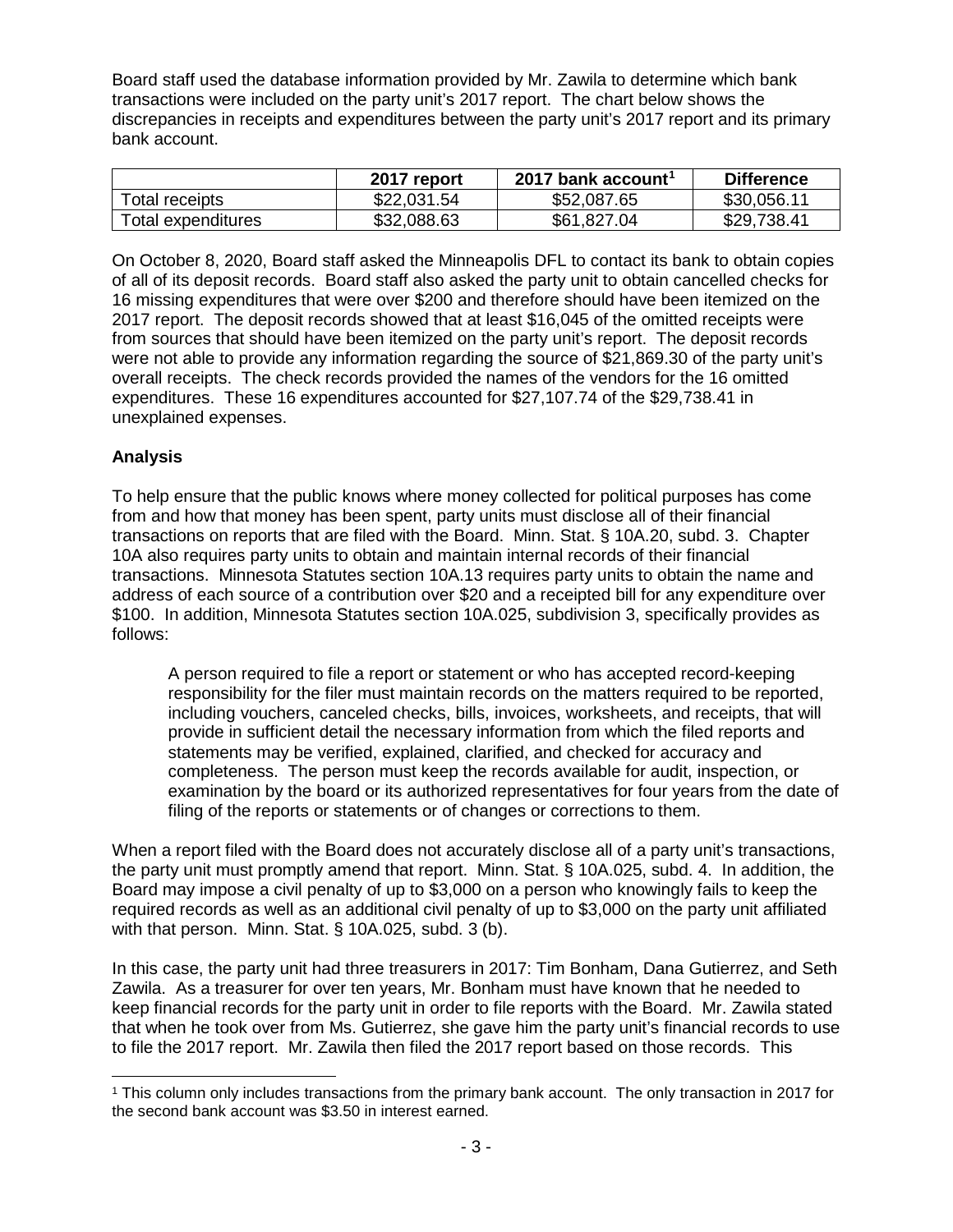Board staff used the database information provided by Mr. Zawila to determine which bank transactions were included on the party unit's 2017 report. The chart below shows the discrepancies in receipts and expenditures between the party unit's 2017 report and its primary bank account.

| | 2017 report | 2017 bank account[1] | Difference |
|---|---|---|---|
| Total receipts | \$22,031.54 | \$52,087.65 | \$30,056.11 |
| Total expenditures | \$32,088.63 | \$61,827.04 | \$29,738.41 |

On October 8, 2020, Board staff asked the Minneapolis DFL to contact its bank to obtain copies of all of its deposit records. Board staff also asked the party unit to obtain cancelled checks for 16 missing expenditures that were over \$200 and therefore should have been itemized on the 2017 report. The deposit records showed that at least \$16,045 of the omitted receipts were from sources that should have been itemized on the party unit's report. The deposit records were not able to provide any information regarding the source of \$21,869.30 of the party unit's overall receipts. The check records provided the names of the vendors for the 16 omitted expenditures. These 16 expenditures accounted for \$27,107.74 of the \$29,738.41 in unexplained expenses.

### Analysis

To help ensure that the public knows where money collected for political purposes has come from and how that money has been spent, party units must disclose all of their financial transactions on reports that are filed with the Board. Minn. Stat. § 10A.20, subd. 3. Chapter 10A also requires party units to obtain and maintain internal records of their financial transactions. Minnesota Statutes section 10A.13 requires party units to obtain the name and address of each source of a contribution over \$20 and a receipted bill for any expenditure over \$100. In addition, Minnesota Statutes section 10A.025, subdivision 3, specifically provides as follows:

> A person required to file a report or statement or who has accepted record-keeping responsibility for the filer must maintain records on the matters required to be reported, including vouchers, canceled checks, bills, invoices, worksheets, and receipts, that will provide in sufficient detail the necessary information from which the filed reports and statements may be verified, explained, clarified, and checked for accuracy and completeness. The person must keep the records available for audit, inspection, or examination by the board or its authorized representatives for four years from the date of filing of the reports or statements or of changes or corrections to them.

When a report filed with the Board does not accurately disclose all of a party unit's transactions, the party unit must promptly amend that report. Minn. Stat. § 10A.025, subd. 4. In addition, the Board may impose a civil penalty of up to \$3,000 on a person who knowingly fails to keep the required records as well as an additional civil penalty of up to \$3,000 on the party unit affiliated with that person. Minn. Stat. § 10A.025, subd. 3 (b).

In this case, the party unit had three treasurers in 2017: Tim Bonham, Dana Gutierrez, and Seth Zawila. As a treasurer for over ten years, Mr. Bonham must have known that he needed to keep financial records for the party unit in order to file reports with the Board. Mr. Zawila stated that when he took over from Ms. Gutierrez, she gave him the party unit's financial records to use to file the 2017 report. Mr. Zawila then filed the 2017 report based on those records. This

[1] This column only includes transactions from the primary bank account. The only transaction in 2017 for the second bank account was \$3.50 in interest earned.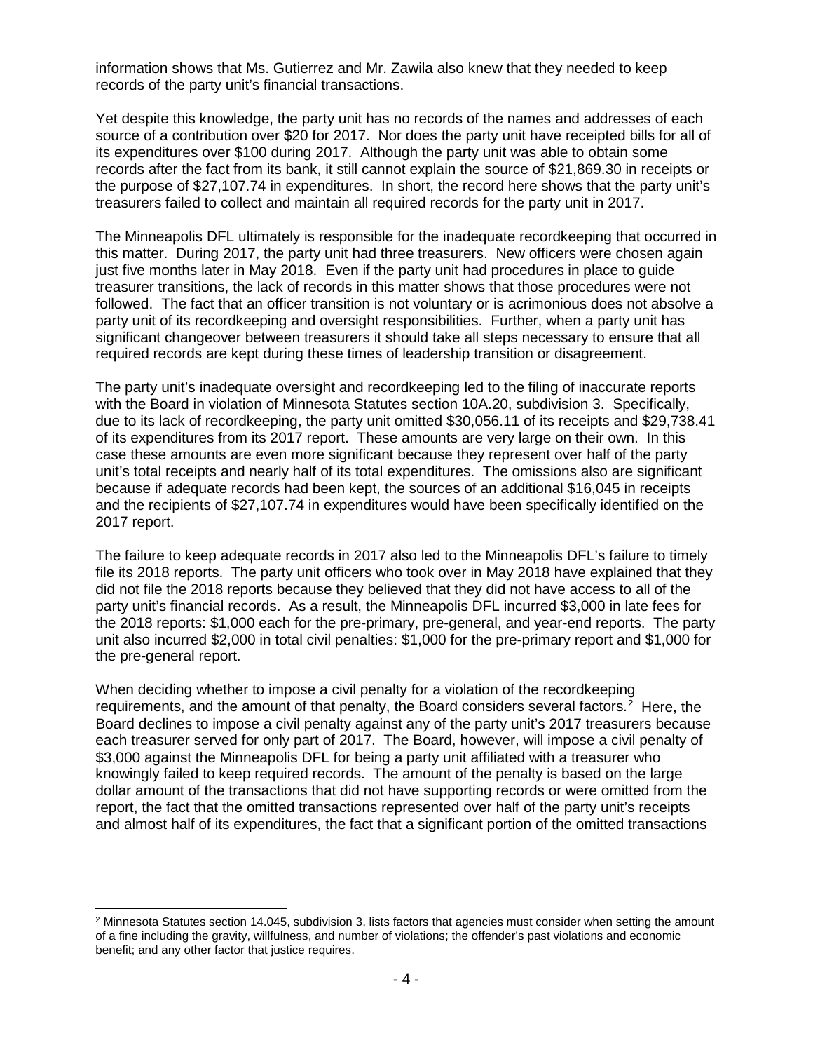information shows that Ms. Gutierrez and Mr. Zawila also knew that they needed to keep records of the party unit's financial transactions.

Yet despite this knowledge, the party unit has no records of the names and addresses of each source of a contribution over $20 for 2017. Nor does the party unit have receipted bills for all of its expenditures over $100 during 2017. Although the party unit was able to obtain some records after the fact from its bank, it still cannot explain the source of $21,869.30 in receipts or the purpose of $27,107.74 in expenditures. In short, the record here shows that the party unit's treasurers failed to collect and maintain all required records for the party unit in 2017.

The Minneapolis DFL ultimately is responsible for the inadequate recordkeeping that occurred in this matter. During 2017, the party unit had three treasurers. New officers were chosen again just five months later in May 2018. Even if the party unit had procedures in place to guide treasurer transitions, the lack of records in this matter shows that those procedures were not followed. The fact that an officer transition is not voluntary or is acrimonious does not absolve a party unit of its recordkeeping and oversight responsibilities. Further, when a party unit has significant changeover between treasurers it should take all steps necessary to ensure that all required records are kept during these times of leadership transition or disagreement.

The party unit's inadequate oversight and recordkeeping led to the filing of inaccurate reports with the Board in violation of Minnesota Statutes section 10A.20, subdivision 3. Specifically, due to its lack of recordkeeping, the party unit omitted $30,056.11 of its receipts and $29,738.41 of its expenditures from its 2017 report. These amounts are very large on their own. In this case these amounts are even more significant because they represent over half of the party unit's total receipts and nearly half of its total expenditures. The omissions also are significant because if adequate records had been kept, the sources of an additional $16,045 in receipts and the recipients of $27,107.74 in expenditures would have been specifically identified on the 2017 report.

The failure to keep adequate records in 2017 also led to the Minneapolis DFL's failure to timely file its 2018 reports. The party unit officers who took over in May 2018 have explained that they did not file the 2018 reports because they believed that they did not have access to all of the party unit's financial records. As a result, the Minneapolis DFL incurred $3,000 in late fees for the 2018 reports: $1,000 each for the pre-primary, pre-general, and year-end reports. The party unit also incurred $2,000 in total civil penalties: $1,000 for the pre-primary report and $1,000 for the pre-general report.

When deciding whether to impose a civil penalty for a violation of the recordkeeping requirements, and the amount of that penalty, the Board considers several factors.[2] Here, the Board declines to impose a civil penalty against any of the party unit's 2017 treasurers because each treasurer served for only part of 2017. The Board, however, will impose a civil penalty of $3,000 against the Minneapolis DFL for being a party unit affiliated with a treasurer who knowingly failed to keep required records. The amount of the penalty is based on the large dollar amount of the transactions that did not have supporting records or were omitted from the report, the fact that the omitted transactions represented over half of the party unit's receipts and almost half of its expenditures, the fact that a significant portion of the omitted transactions

[2] Minnesota Statutes section 14.045, subdivision 3, lists factors that agencies must consider when setting the amount of a fine including the gravity, willfulness, and number of violations; the offender's past violations and economic benefit; and any other factor that justice requires.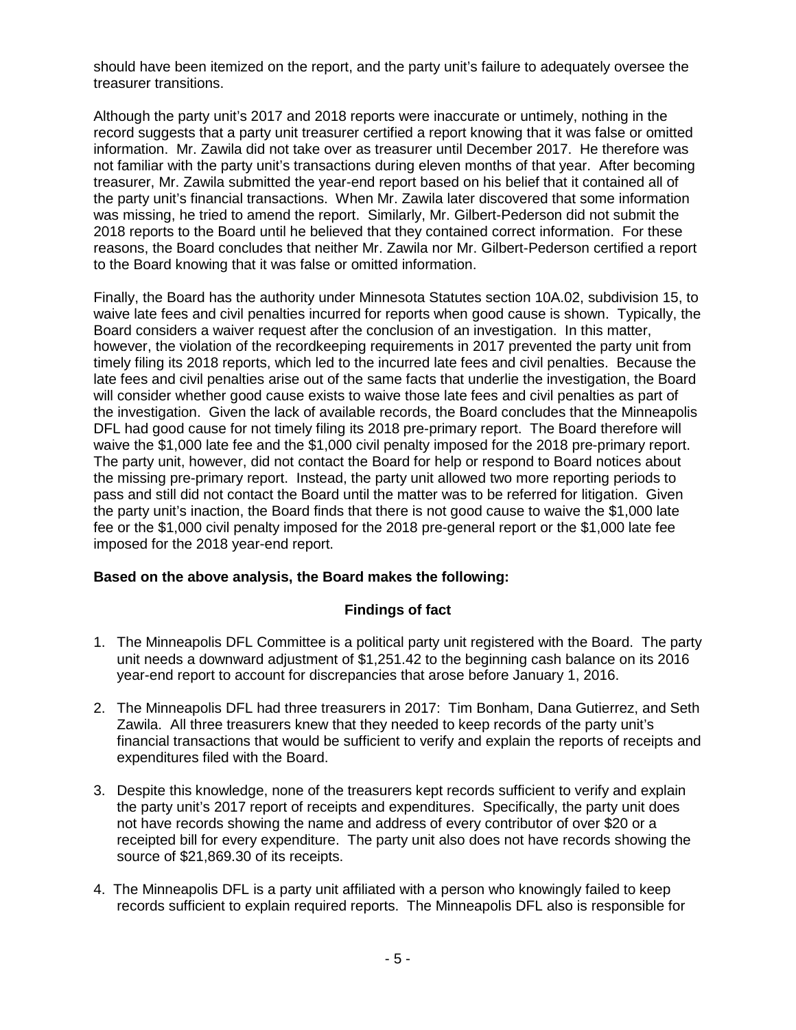should have been itemized on the report, and the party unit's failure to adequately oversee the treasurer transitions.

Although the party unit's 2017 and 2018 reports were inaccurate or untimely, nothing in the record suggests that a party unit treasurer certified a report knowing that it was false or omitted information. Mr. Zawila did not take over as treasurer until December 2017. He therefore was not familiar with the party unit's transactions during eleven months of that year. After becoming treasurer, Mr. Zawila submitted the year-end report based on his belief that it contained all of the party unit's financial transactions. When Mr. Zawila later discovered that some information was missing, he tried to amend the report. Similarly, Mr. Gilbert-Pederson did not submit the 2018 reports to the Board until he believed that they contained correct information. For these reasons, the Board concludes that neither Mr. Zawila nor Mr. Gilbert-Pederson certified a report to the Board knowing that it was false or omitted information.

Finally, the Board has the authority under Minnesota Statutes section 10A.02, subdivision 15, to waive late fees and civil penalties incurred for reports when good cause is shown. Typically, the Board considers a waiver request after the conclusion of an investigation. In this matter, however, the violation of the recordkeeping requirements in 2017 prevented the party unit from timely filing its 2018 reports, which led to the incurred late fees and civil penalties. Because the late fees and civil penalties arise out of the same facts that underlie the investigation, the Board will consider whether good cause exists to waive those late fees and civil penalties as part of the investigation. Given the lack of available records, the Board concludes that the Minneapolis DFL had good cause for not timely filing its 2018 pre-primary report. The Board therefore will waive the $1,000 late fee and the $1,000 civil penalty imposed for the 2018 pre-primary report. The party unit, however, did not contact the Board for help or respond to Board notices about the missing pre-primary report. Instead, the party unit allowed two more reporting periods to pass and still did not contact the Board until the matter was to be referred for litigation. Given the party unit's inaction, the Board finds that there is not good cause to waive the $1,000 late fee or the $1,000 civil penalty imposed for the 2018 pre-general report or the $1,000 late fee imposed for the 2018 year-end report.

**Based on the above analysis, the Board makes the following:**

## Findings of fact

1. The Minneapolis DFL Committee is a political party unit registered with the Board. The party unit needs a downward adjustment of $1,251.42 to the beginning cash balance on its 2016 year-end report to account for discrepancies that arose before January 1, 2016.

2. The Minneapolis DFL had three treasurers in 2017: Tim Bonham, Dana Gutierrez, and Seth Zawila. All three treasurers knew that they needed to keep records of the party unit's financial transactions that would be sufficient to verify and explain the reports of receipts and expenditures filed with the Board.

3. Despite this knowledge, none of the treasurers kept records sufficient to verify and explain the party unit's 2017 report of receipts and expenditures. Specifically, the party unit does not have records showing the name and address of every contributor of over $20 or a receipted bill for every expenditure. The party unit also does not have records showing the source of $21,869.30 of its receipts.

4. The Minneapolis DFL is a party unit affiliated with a person who knowingly failed to keep records sufficient to explain required reports. The Minneapolis DFL also is responsible for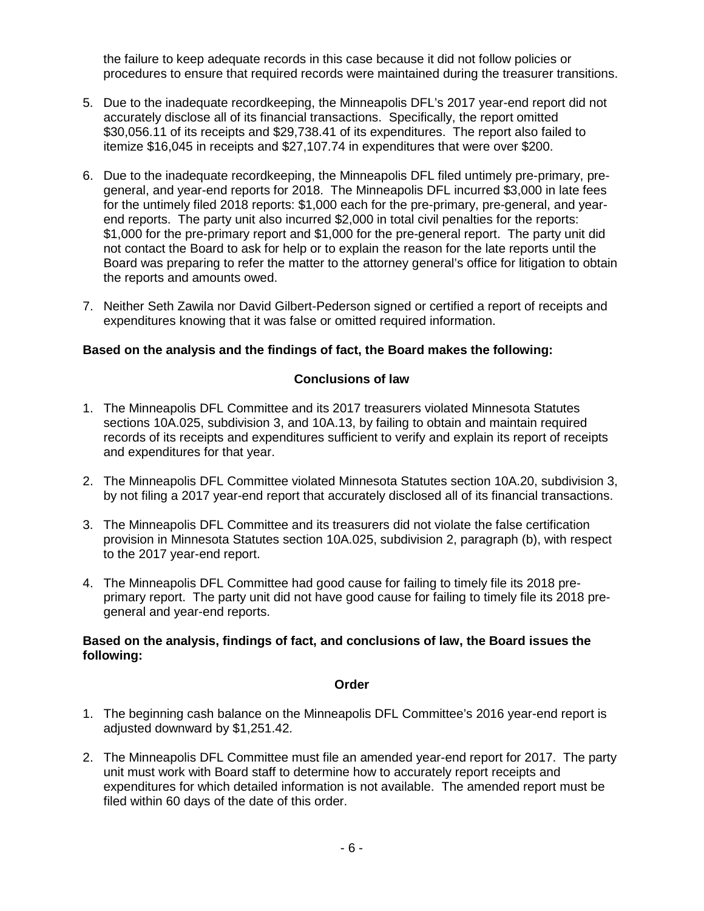the failure to keep adequate records in this case because it did not follow policies or procedures to ensure that required records were maintained during the treasurer transitions.

5. Due to the inadequate recordkeeping, the Minneapolis DFL's 2017 year-end report did not accurately disclose all of its financial transactions. Specifically, the report omitted $30,056.11 of its receipts and $29,738.41 of its expenditures. The report also failed to itemize $16,045 in receipts and $27,107.74 in expenditures that were over $200.

6. Due to the inadequate recordkeeping, the Minneapolis DFL filed untimely pre-primary, pre-general, and year-end reports for 2018. The Minneapolis DFL incurred $3,000 in late fees for the untimely filed 2018 reports: $1,000 each for the pre-primary, pre-general, and year-end reports. The party unit also incurred $2,000 in total civil penalties for the reports: $1,000 for the pre-primary report and $1,000 for the pre-general report. The party unit did not contact the Board to ask for help or to explain the reason for the late reports until the Board was preparing to refer the matter to the attorney general's office for litigation to obtain the reports and amounts owed.

7. Neither Seth Zawila nor David Gilbert-Pederson signed or certified a report of receipts and expenditures knowing that it was false or omitted required information.

**Based on the analysis and the findings of fact, the Board makes the following:**

## Conclusions of law

1. The Minneapolis DFL Committee and its 2017 treasurers violated Minnesota Statutes sections 10A.025, subdivision 3, and 10A.13, by failing to obtain and maintain required records of its receipts and expenditures sufficient to verify and explain its report of receipts and expenditures for that year.

2. The Minneapolis DFL Committee violated Minnesota Statutes section 10A.20, subdivision 3, by not filing a 2017 year-end report that accurately disclosed all of its financial transactions.

3. The Minneapolis DFL Committee and its treasurers did not violate the false certification provision in Minnesota Statutes section 10A.025, subdivision 2, paragraph (b), with respect to the 2017 year-end report.

4. The Minneapolis DFL Committee had good cause for failing to timely file its 2018 pre-primary report. The party unit did not have good cause for failing to timely file its 2018 pre-general and year-end reports.

**Based on the analysis, findings of fact, and conclusions of law, the Board issues the following:**

## Order

1. The beginning cash balance on the Minneapolis DFL Committee's 2016 year-end report is adjusted downward by $1,251.42.

2. The Minneapolis DFL Committee must file an amended year-end report for 2017. The party unit must work with Board staff to determine how to accurately report receipts and expenditures for which detailed information is not available. The amended report must be filed within 60 days of the date of this order.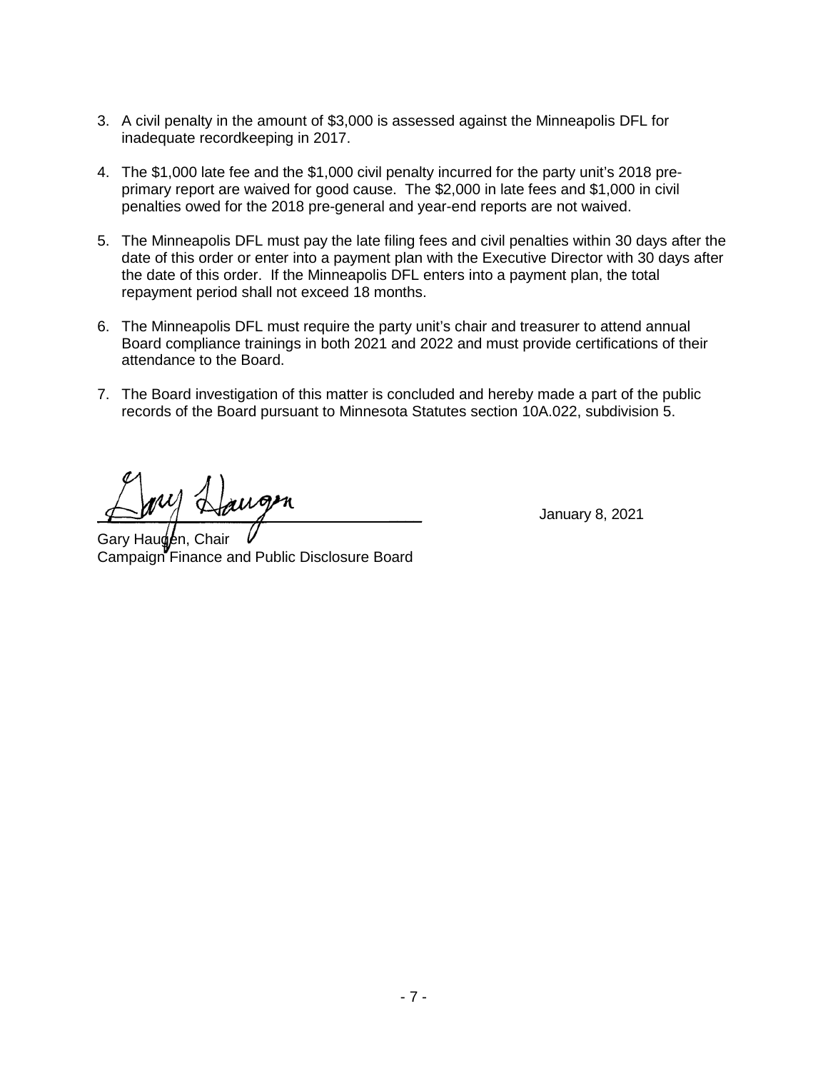3. A civil penalty in the amount of $3,000 is assessed against the Minneapolis DFL for inadequate recordkeeping in 2017.

4. The $1,000 late fee and the $1,000 civil penalty incurred for the party unit's 2018 pre-primary report are waived for good cause. The $2,000 in late fees and $1,000 in civil penalties owed for the 2018 pre-general and year-end reports are not waived.

5. The Minneapolis DFL must pay the late filing fees and civil penalties within 30 days after the date of this order or enter into a payment plan with the Executive Director with 30 days after the date of this order. If the Minneapolis DFL enters into a payment plan, the total repayment period shall not exceed 18 months.

6. The Minneapolis DFL must require the party unit's chair and treasurer to attend annual Board compliance trainings in both 2021 and 2022 and must provide certifications of their attendance to the Board.

7. The Board investigation of this matter is concluded and hereby made a part of the public records of the Board pursuant to Minnesota Statutes section 10A.022, subdivision 5.

Gary Haugen

Gary Haugen, Chair
Campaign Finance and Public Disclosure Board

January 8, 2021